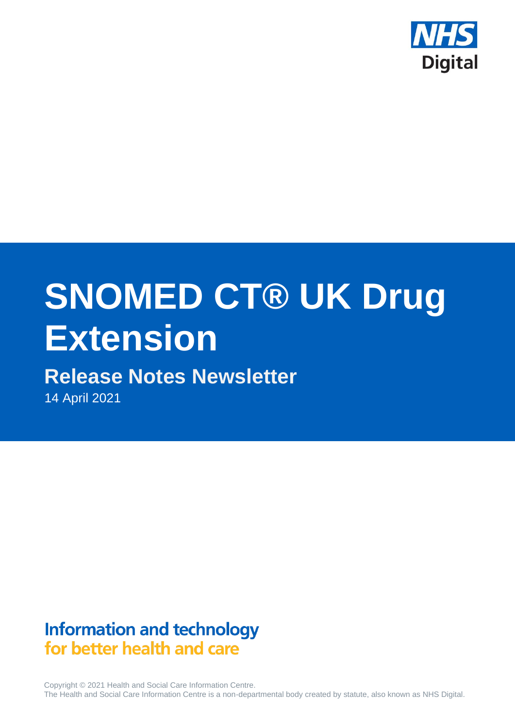NHS Digital

# SNOMED CT® UK Drug Extension

## Release Notes Newsletter

14 April 2021

**Information and technology**
**for better health and care**

Copyright © 2021 Health and Social Care Information Centre.
The Health and Social Care Information Centre is a non-departmental body created by statute, also known as NHS Digital.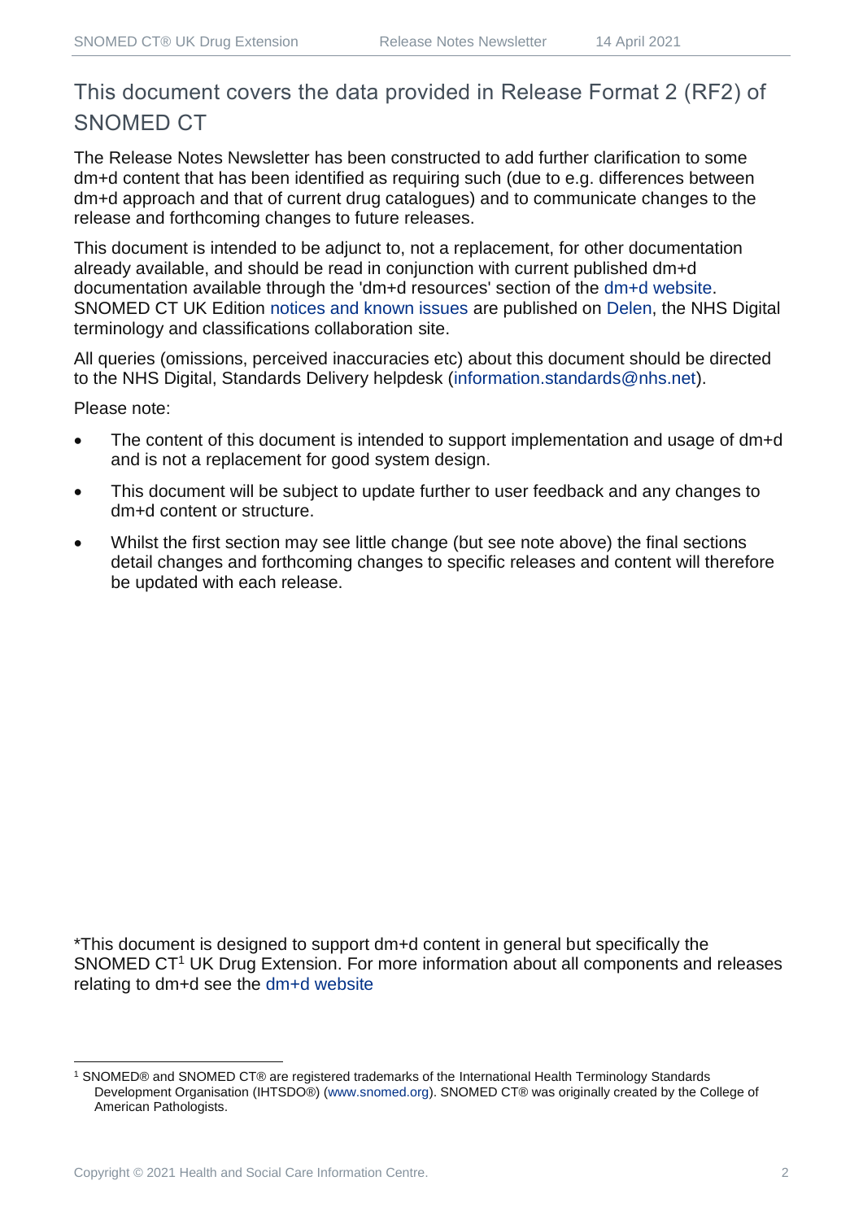## This document covers the data provided in Release Format 2 (RF2) of SNOMED CT

The Release Notes Newsletter has been constructed to add further clarification to some dm+d content that has been identified as requiring such (due to e.g. differences between dm+d approach and that of current drug catalogues) and to communicate changes to the release and forthcoming changes to future releases.

This document is intended to be adjunct to, not a replacement, for other documentation already available, and should be read in conjunction with current published dm+d documentation available through the 'dm+d resources' section of the dm+d website. SNOMED CT UK Edition notices and known issues are published on Delen, the NHS Digital terminology and classifications collaboration site.

All queries (omissions, perceived inaccuracies etc) about this document should be directed to the NHS Digital, Standards Delivery helpdesk (information.standards@nhs.net).

Please note:

- The content of this document is intended to support implementation and usage of dm+d and is not a replacement for good system design.
- This document will be subject to update further to user feedback and any changes to dm+d content or structure.
- Whilst the first section may see little change (but see note above) the final sections detail changes and forthcoming changes to specific releases and content will therefore be updated with each release.

*This document is designed to support dm+d content in general but specifically the SNOMED CT[1] UK Drug Extension. For more information about all components and releases relating to dm+d see the dm+d website

[1] SNOMED® and SNOMED CT® are registered trademarks of the International Health Terminology Standards Development Organisation (IHTSDO®) (www.snomed.org). SNOMED CT® was originally created by the College of American Pathologists.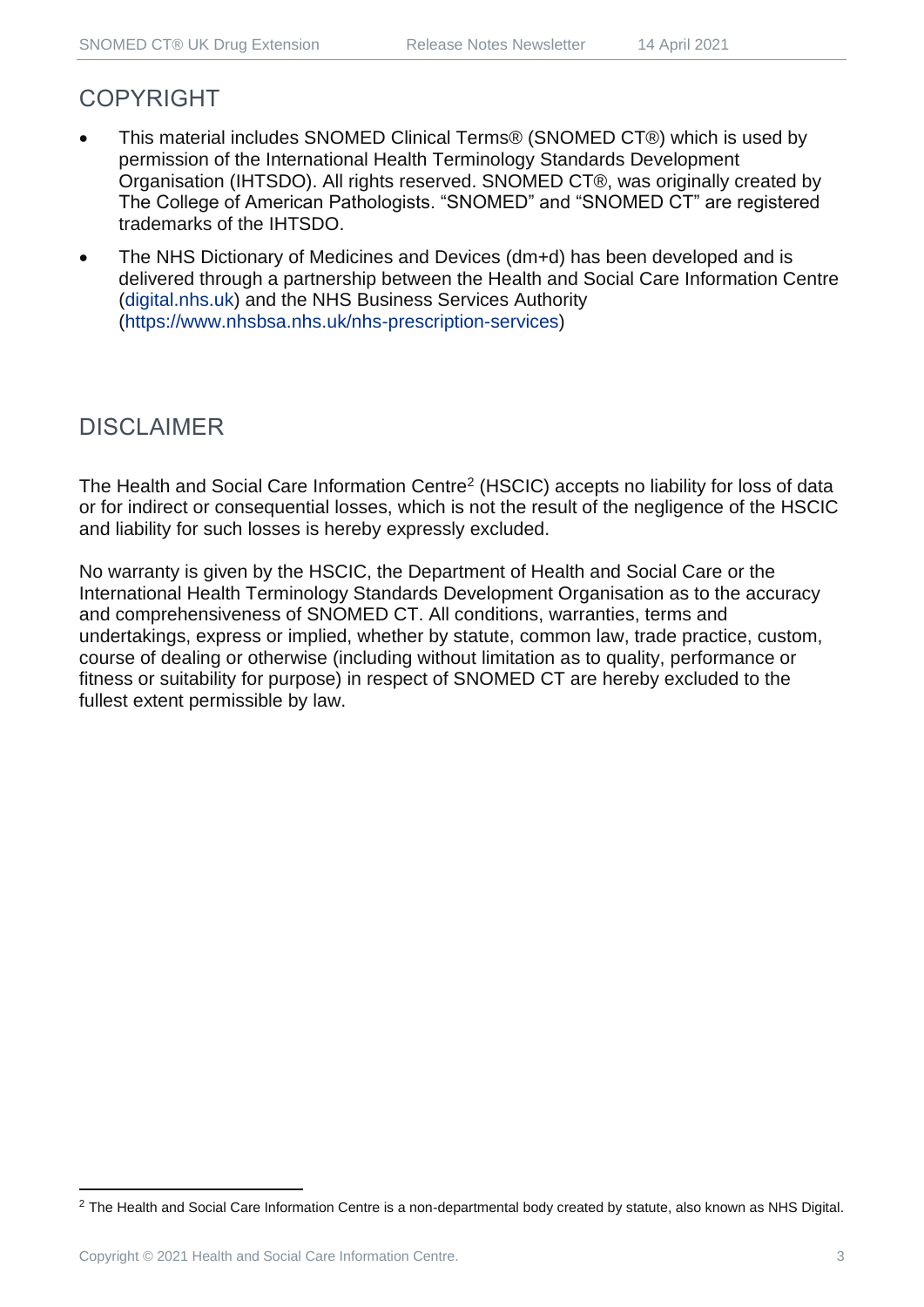## COPYRIGHT

- This material includes SNOMED Clinical Terms® (SNOMED CT®) which is used by permission of the International Health Terminology Standards Development Organisation (IHTSDO). All rights reserved. SNOMED CT®, was originally created by The College of American Pathologists. "SNOMED" and "SNOMED CT" are registered trademarks of the IHTSDO.
- The NHS Dictionary of Medicines and Devices (dm+d) has been developed and is delivered through a partnership between the Health and Social Care Information Centre (digital.nhs.uk) and the NHS Business Services Authority (https://www.nhsbsa.nhs.uk/nhs-prescription-services)

## DISCLAIMER

The Health and Social Care Information Centre[2] (HSCIC) accepts no liability for loss of data or for indirect or consequential losses, which is not the result of the negligence of the HSCIC and liability for such losses is hereby expressly excluded.

No warranty is given by the HSCIC, the Department of Health and Social Care or the International Health Terminology Standards Development Organisation as to the accuracy and comprehensiveness of SNOMED CT. All conditions, warranties, terms and undertakings, express or implied, whether by statute, common law, trade practice, custom, course of dealing or otherwise (including without limitation as to quality, performance or fitness or suitability for purpose) in respect of SNOMED CT are hereby excluded to the fullest extent permissible by law.

[2] The Health and Social Care Information Centre is a non-departmental body created by statute, also known as NHS Digital.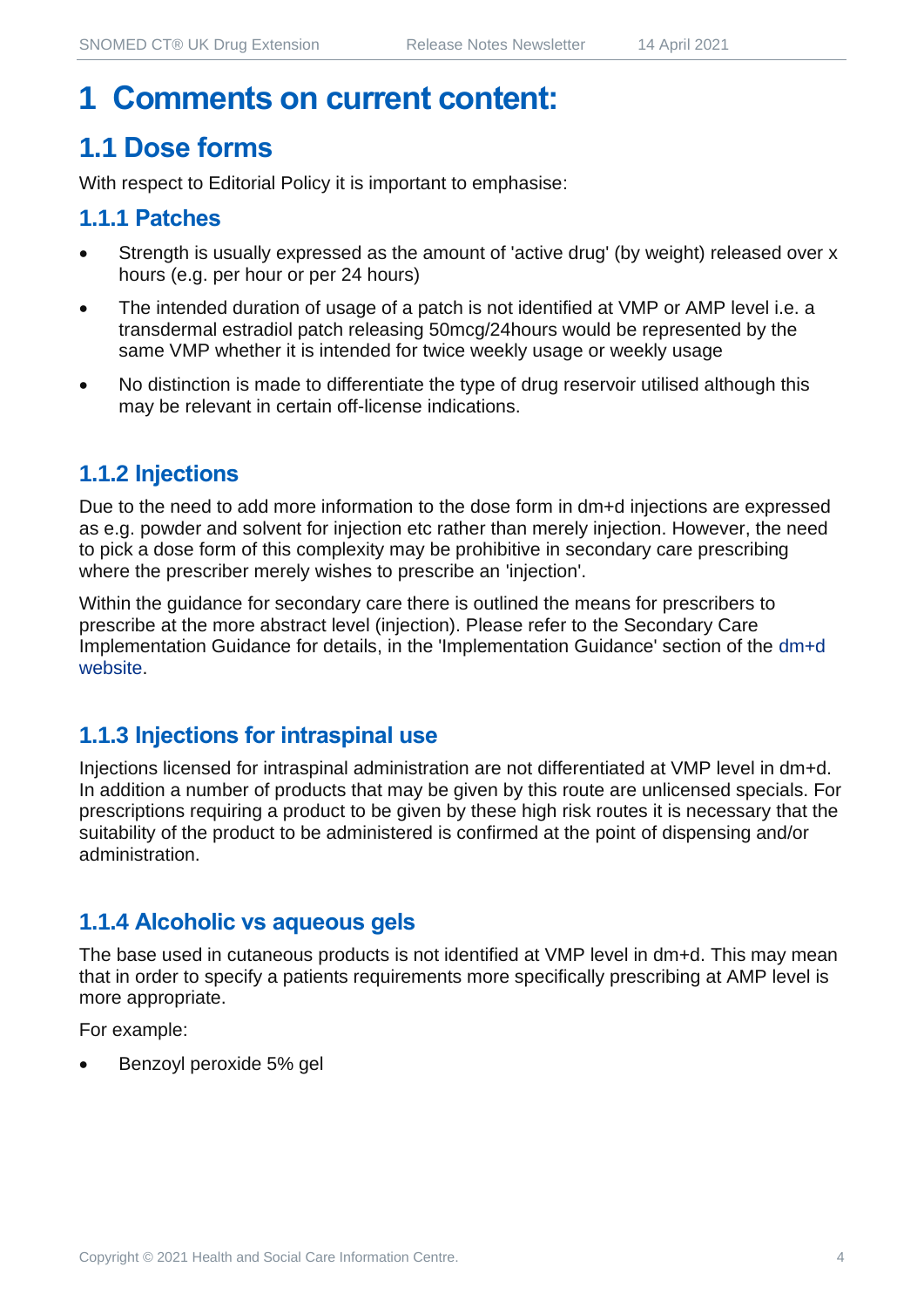# 1 Comments on current content:

## 1.1 Dose forms

With respect to Editorial Policy it is important to emphasise:

### 1.1.1 Patches

- Strength is usually expressed as the amount of 'active drug' (by weight) released over x hours (e.g. per hour or per 24 hours)
- The intended duration of usage of a patch is not identified at VMP or AMP level i.e. a transdermal estradiol patch releasing 50mcg/24hours would be represented by the same VMP whether it is intended for twice weekly usage or weekly usage
- No distinction is made to differentiate the type of drug reservoir utilised although this may be relevant in certain off-license indications.

### 1.1.2 Injections

Due to the need to add more information to the dose form in dm+d injections are expressed as e.g. powder and solvent for injection etc rather than merely injection. However, the need to pick a dose form of this complexity may be prohibitive in secondary care prescribing where the prescriber merely wishes to prescribe an 'injection'.

Within the guidance for secondary care there is outlined the means for prescribers to prescribe at the more abstract level (injection). Please refer to the Secondary Care Implementation Guidance for details, in the 'Implementation Guidance' section of the dm+d website.

### 1.1.3 Injections for intraspinal use

Injections licensed for intraspinal administration are not differentiated at VMP level in dm+d. In addition a number of products that may be given by this route are unlicensed specials. For prescriptions requiring a product to be given by these high risk routes it is necessary that the suitability of the product to be administered is confirmed at the point of dispensing and/or administration.

### 1.1.4 Alcoholic vs aqueous gels

The base used in cutaneous products is not identified at VMP level in dm+d. This may mean that in order to specify a patients requirements more specifically prescribing at AMP level is more appropriate.

For example:

- Benzoyl peroxide 5% gel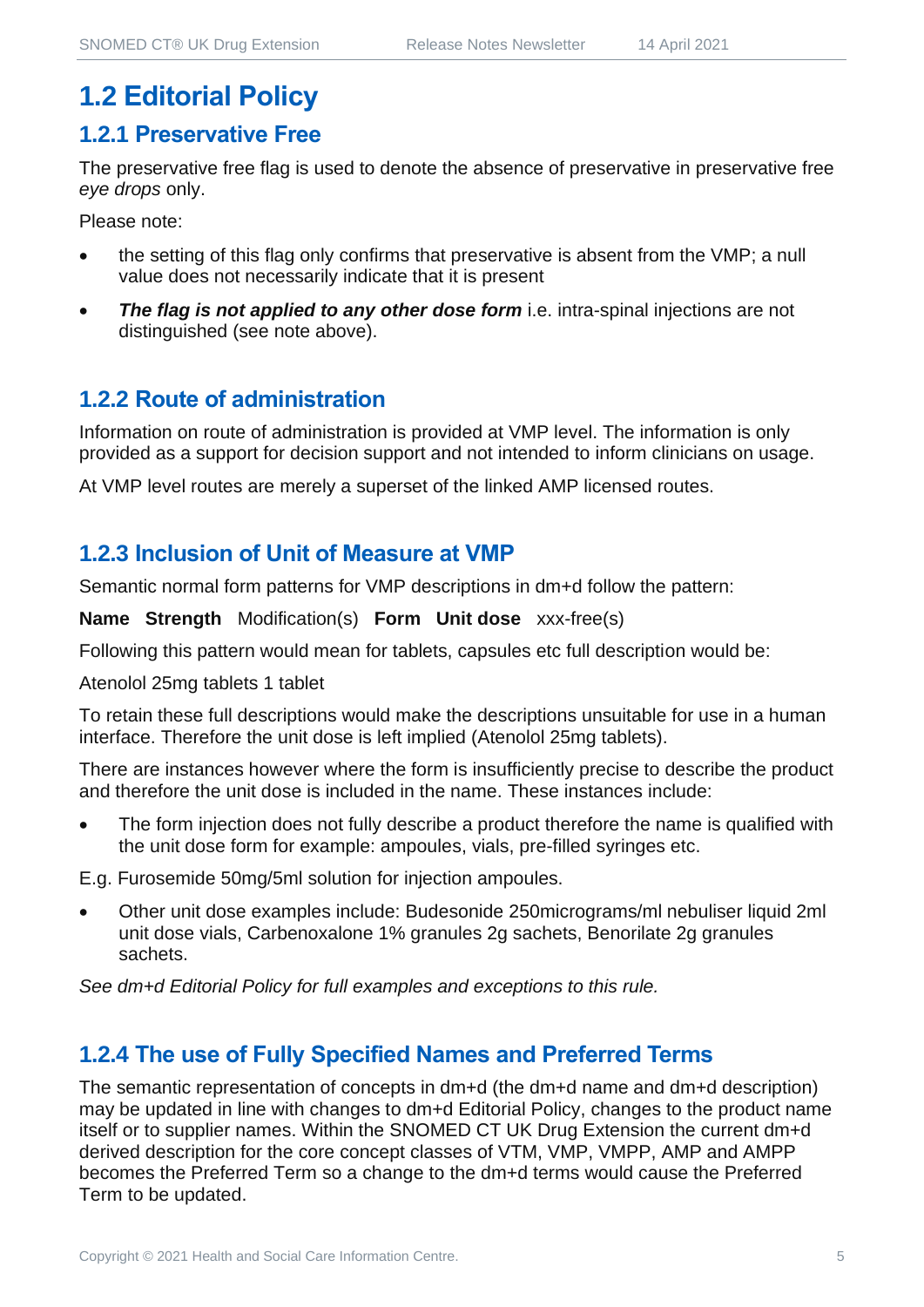# 1.2 Editorial Policy

## 1.2.1 Preservative Free

The preservative free flag is used to denote the absence of preservative in preservative free *eye drops* only.

Please note:

- the setting of this flag only confirms that preservative is absent from the VMP; a null value does not necessarily indicate that it is present
- ***The flag is not applied to any other dose form*** i.e. intra-spinal injections are not distinguished (see note above).

## 1.2.2 Route of administration

Information on route of administration is provided at VMP level. The information is only provided as a support for decision support and not intended to inform clinicians on usage.

At VMP level routes are merely a superset of the linked AMP licensed routes.

## 1.2.3 Inclusion of Unit of Measure at VMP

Semantic normal form patterns for VMP descriptions in dm+d follow the pattern:

**Name Strength** Modification(s) **Form Unit dose** xxx-free(s)

Following this pattern would mean for tablets, capsules etc full description would be:

Atenolol 25mg tablets 1 tablet

To retain these full descriptions would make the descriptions unsuitable for use in a human interface. Therefore the unit dose is left implied (Atenolol 25mg tablets).

There are instances however where the form is insufficiently precise to describe the product and therefore the unit dose is included in the name. These instances include:

- The form injection does not fully describe a product therefore the name is qualified with the unit dose form for example: ampoules, vials, pre-filled syringes etc.

E.g. Furosemide 50mg/5ml solution for injection ampoules.

- Other unit dose examples include: Budesonide 250micrograms/ml nebuliser liquid 2ml unit dose vials, Carbenoxalone 1% granules 2g sachets, Benorilate 2g granules sachets.

*See dm+d Editorial Policy for full examples and exceptions to this rule.*

## 1.2.4 The use of Fully Specified Names and Preferred Terms

The semantic representation of concepts in dm+d (the dm+d name and dm+d description) may be updated in line with changes to dm+d Editorial Policy, changes to the product name itself or to supplier names. Within the SNOMED CT UK Drug Extension the current dm+d derived description for the core concept classes of VTM, VMP, VMPP, AMP and AMPP becomes the Preferred Term so a change to the dm+d terms would cause the Preferred Term to be updated.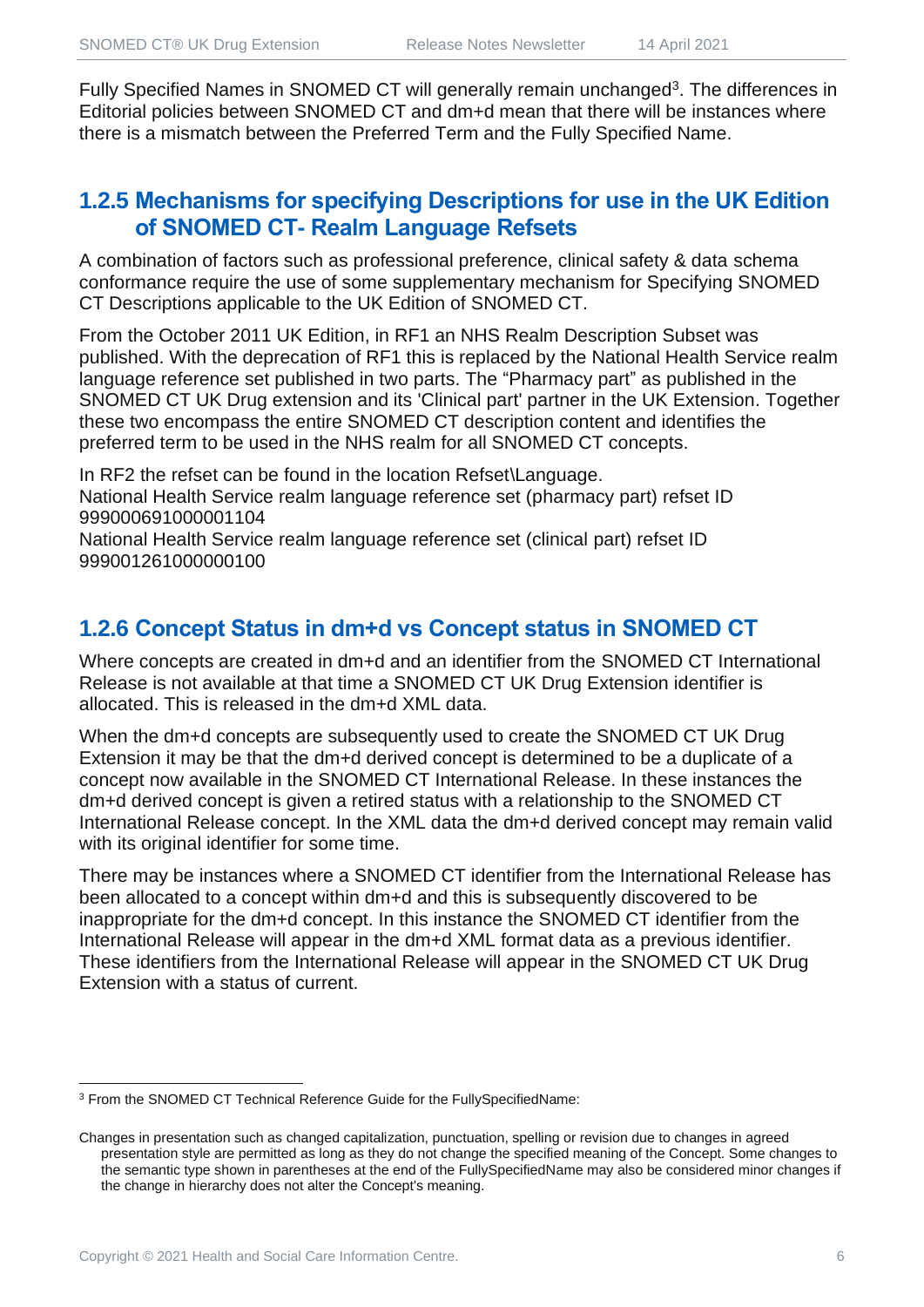Fully Specified Names in SNOMED CT will generally remain unchanged[3]. The differences in Editorial policies between SNOMED CT and dm+d mean that there will be instances where there is a mismatch between the Preferred Term and the Fully Specified Name.

### 1.2.5 Mechanisms for specifying Descriptions for use in the UK Edition of SNOMED CT- Realm Language Refsets

A combination of factors such as professional preference, clinical safety & data schema conformance require the use of some supplementary mechanism for Specifying SNOMED CT Descriptions applicable to the UK Edition of SNOMED CT.

From the October 2011 UK Edition, in RF1 an NHS Realm Description Subset was published. With the deprecation of RF1 this is replaced by the National Health Service realm language reference set published in two parts. The "Pharmacy part" as published in the SNOMED CT UK Drug extension and its 'Clinical part' partner in the UK Extension. Together these two encompass the entire SNOMED CT description content and identifies the preferred term to be used in the NHS realm for all SNOMED CT concepts.

In RF2 the refset can be found in the location Refset\Language.
National Health Service realm language reference set (pharmacy part) refset ID 999000691000001104
National Health Service realm language reference set (clinical part) refset ID 999001261000000100

### 1.2.6 Concept Status in dm+d vs Concept status in SNOMED CT

Where concepts are created in dm+d and an identifier from the SNOMED CT International Release is not available at that time a SNOMED CT UK Drug Extension identifier is allocated. This is released in the dm+d XML data.

When the dm+d concepts are subsequently used to create the SNOMED CT UK Drug Extension it may be that the dm+d derived concept is determined to be a duplicate of a concept now available in the SNOMED CT International Release. In these instances the dm+d derived concept is given a retired status with a relationship to the SNOMED CT International Release concept. In the XML data the dm+d derived concept may remain valid with its original identifier for some time.

There may be instances where a SNOMED CT identifier from the International Release has been allocated to a concept within dm+d and this is subsequently discovered to be inappropriate for the dm+d concept. In this instance the SNOMED CT identifier from the International Release will appear in the dm+d XML format data as a previous identifier. These identifiers from the International Release will appear in the SNOMED CT UK Drug Extension with a status of current.

---

[3] From the SNOMED CT Technical Reference Guide for the FullySpecifiedName:

Changes in presentation such as changed capitalization, punctuation, spelling or revision due to changes in agreed presentation style are permitted as long as they do not change the specified meaning of the Concept. Some changes to the semantic type shown in parentheses at the end of the FullySpecifiedName may also be considered minor changes if the change in hierarchy does not alter the Concept's meaning.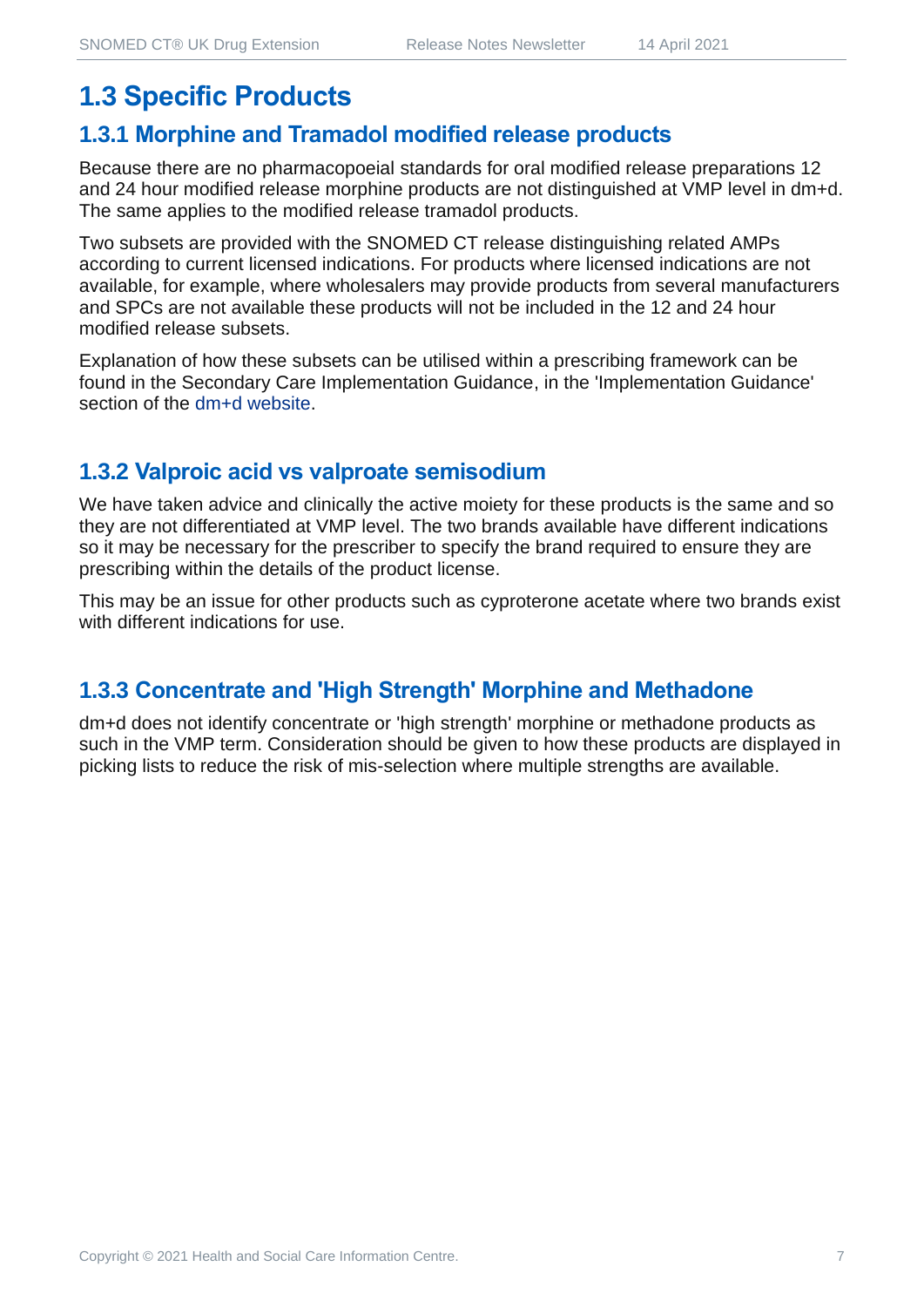## 1.3 Specific Products

### 1.3.1 Morphine and Tramadol modified release products

Because there are no pharmacopoeial standards for oral modified release preparations 12 and 24 hour modified release morphine products are not distinguished at VMP level in dm+d. The same applies to the modified release tramadol products.

Two subsets are provided with the SNOMED CT release distinguishing related AMPs according to current licensed indications. For products where licensed indications are not available, for example, where wholesalers may provide products from several manufacturers and SPCs are not available these products will not be included in the 12 and 24 hour modified release subsets.

Explanation of how these subsets can be utilised within a prescribing framework can be found in the Secondary Care Implementation Guidance, in the 'Implementation Guidance' section of the dm+d website.

### 1.3.2 Valproic acid vs valproate semisodium

We have taken advice and clinically the active moiety for these products is the same and so they are not differentiated at VMP level. The two brands available have different indications so it may be necessary for the prescriber to specify the brand required to ensure they are prescribing within the details of the product license.

This may be an issue for other products such as cyproterone acetate where two brands exist with different indications for use.

### 1.3.3 Concentrate and 'High Strength' Morphine and Methadone

dm+d does not identify concentrate or 'high strength' morphine or methadone products as such in the VMP term. Consideration should be given to how these products are displayed in picking lists to reduce the risk of mis-selection where multiple strengths are available.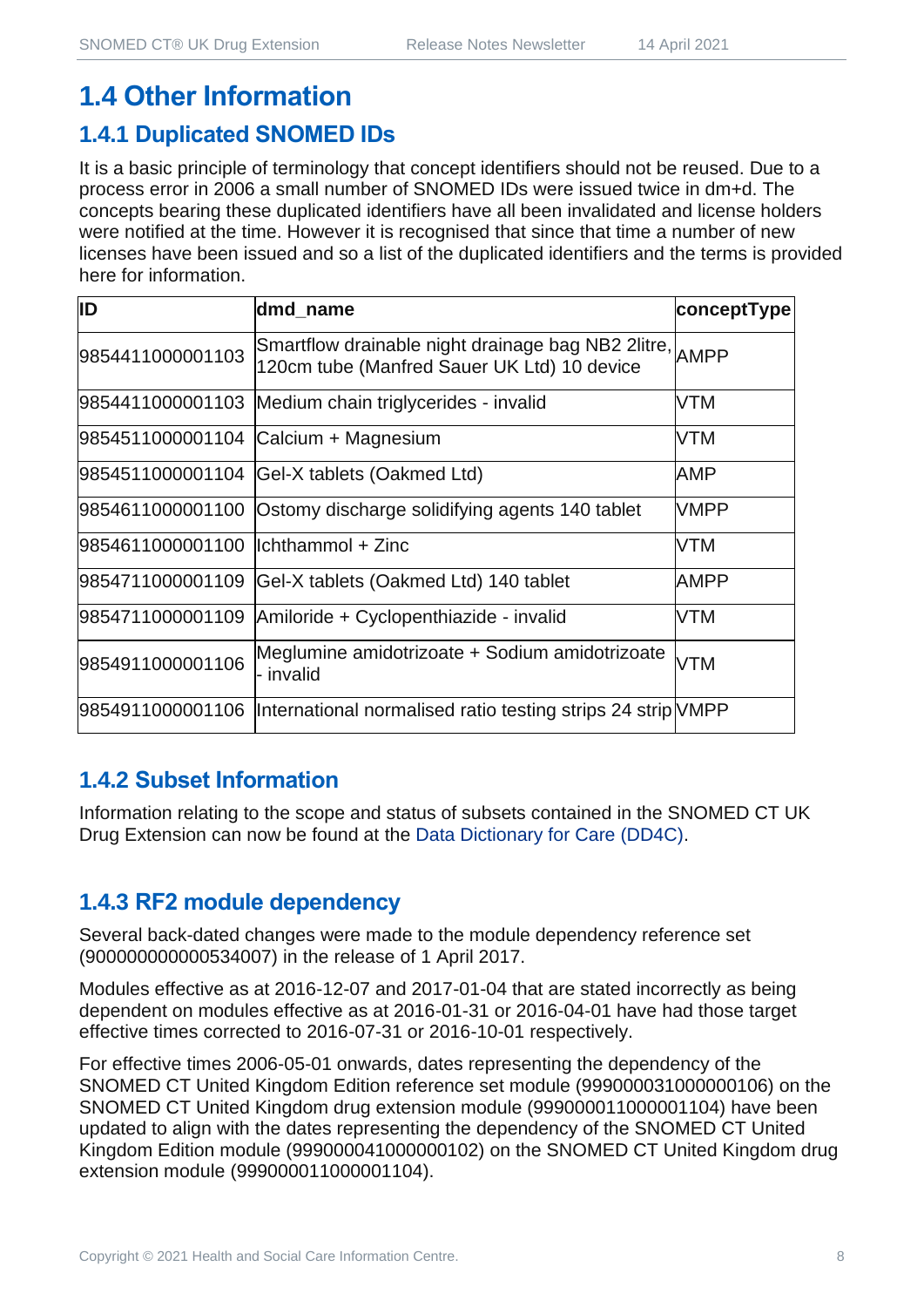## 1.4 Other Information

### 1.4.1 Duplicated SNOMED IDs

It is a basic principle of terminology that concept identifiers should not be reused. Due to a process error in 2006 a small number of SNOMED IDs were issued twice in dm+d. The concepts bearing these duplicated identifiers have all been invalidated and license holders were notified at the time. However it is recognised that since that time a number of new licenses have been issued and so a list of the duplicated identifiers and the terms is provided here for information.

| ID | dmd_name | conceptType |
|---|---|---|
| 9854411000001103 | Smartflow drainable night drainage bag NB2 2litre, 120cm tube (Manfred Sauer UK Ltd) 10 device | AMPP |
| 9854411000001103 | Medium chain triglycerides - invalid | VTM |
| 9854511000001104 | Calcium + Magnesium | VTM |
| 9854511000001104 | Gel-X tablets (Oakmed Ltd) | AMP |
| 9854611000001100 | Ostomy discharge solidifying agents 140 tablet | VMPP |
| 9854611000001100 | Ichthammol + Zinc | VTM |
| 9854711000001109 | Gel-X tablets (Oakmed Ltd) 140 tablet | AMPP |
| 9854711000001109 | Amiloride + Cyclopenthiazide - invalid | VTM |
| 9854911000001106 | Meglumine amidotrizoate + Sodium amidotrizoate - invalid | VTM |
| 9854911000001106 | International normalised ratio testing strips 24 strip | VMPP |

### 1.4.2 Subset Information

Information relating to the scope and status of subsets contained in the SNOMED CT UK Drug Extension can now be found at the Data Dictionary for Care (DD4C).

### 1.4.3 RF2 module dependency

Several back-dated changes were made to the module dependency reference set (900000000000534007) in the release of 1 April 2017.

Modules effective as at 2016-12-07 and 2017-01-04 that are stated incorrectly as being dependent on modules effective as at 2016-01-31 or 2016-04-01 have had those target effective times corrected to 2016-07-31 or 2016-10-01 respectively.

For effective times 2006-05-01 onwards, dates representing the dependency of the SNOMED CT United Kingdom Edition reference set module (999000031000000106) on the SNOMED CT United Kingdom drug extension module (999000011000001104) have been updated to align with the dates representing the dependency of the SNOMED CT United Kingdom Edition module (999000041000000102) on the SNOMED CT United Kingdom drug extension module (999000011000001104).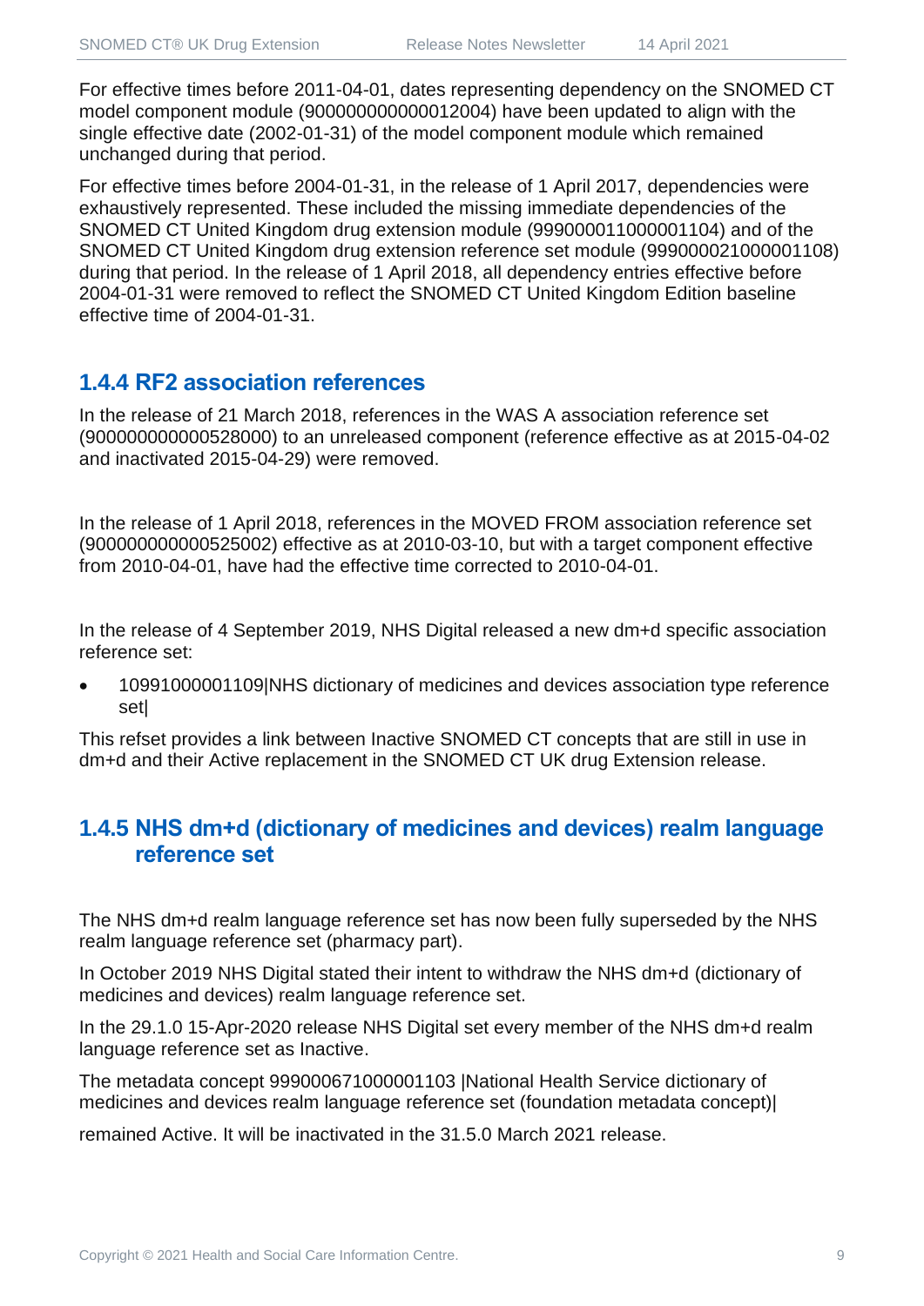For effective times before 2011-04-01, dates representing dependency on the SNOMED CT model component module (900000000000012004) have been updated to align with the single effective date (2002-01-31) of the model component module which remained unchanged during that period.

For effective times before 2004-01-31, in the release of 1 April 2017, dependencies were exhaustively represented. These included the missing immediate dependencies of the SNOMED CT United Kingdom drug extension module (999000011000001104) and of the SNOMED CT United Kingdom drug extension reference set module (999000021000001108) during that period. In the release of 1 April 2018, all dependency entries effective before 2004-01-31 were removed to reflect the SNOMED CT United Kingdom Edition baseline effective time of 2004-01-31.

### 1.4.4 RF2 association references

In the release of 21 March 2018, references in the WAS A association reference set (900000000000528000) to an unreleased component (reference effective as at 2015-04-02 and inactivated 2015-04-29) were removed.

In the release of 1 April 2018, references in the MOVED FROM association reference set (900000000000525002) effective as at 2010-03-10, but with a target component effective from 2010-04-01, have had the effective time corrected to 2010-04-01.

In the release of 4 September 2019, NHS Digital released a new dm+d specific association reference set:

- 10991000001109|NHS dictionary of medicines and devices association type reference set|

This refset provides a link between Inactive SNOMED CT concepts that are still in use in dm+d and their Active replacement in the SNOMED CT UK drug Extension release.

### 1.4.5 NHS dm+d (dictionary of medicines and devices) realm language reference set

The NHS dm+d realm language reference set has now been fully superseded by the NHS realm language reference set (pharmacy part).

In October 2019 NHS Digital stated their intent to withdraw the NHS dm+d (dictionary of medicines and devices) realm language reference set.

In the 29.1.0 15-Apr-2020 release NHS Digital set every member of the NHS dm+d realm language reference set as Inactive.

The metadata concept 999000671000001103 |National Health Service dictionary of medicines and devices realm language reference set (foundation metadata concept)|

remained Active. It will be inactivated in the 31.5.0 March 2021 release.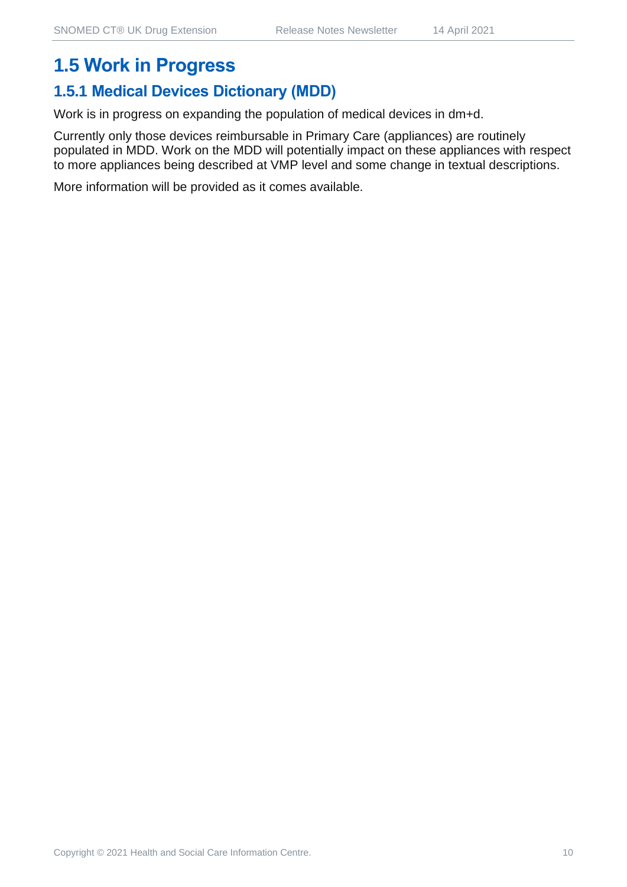## 1.5 Work in Progress

### 1.5.1 Medical Devices Dictionary (MDD)

Work is in progress on expanding the population of medical devices in dm+d.

Currently only those devices reimbursable in Primary Care (appliances) are routinely populated in MDD. Work on the MDD will potentially impact on these appliances with respect to more appliances being described at VMP level and some change in textual descriptions.

More information will be provided as it comes available.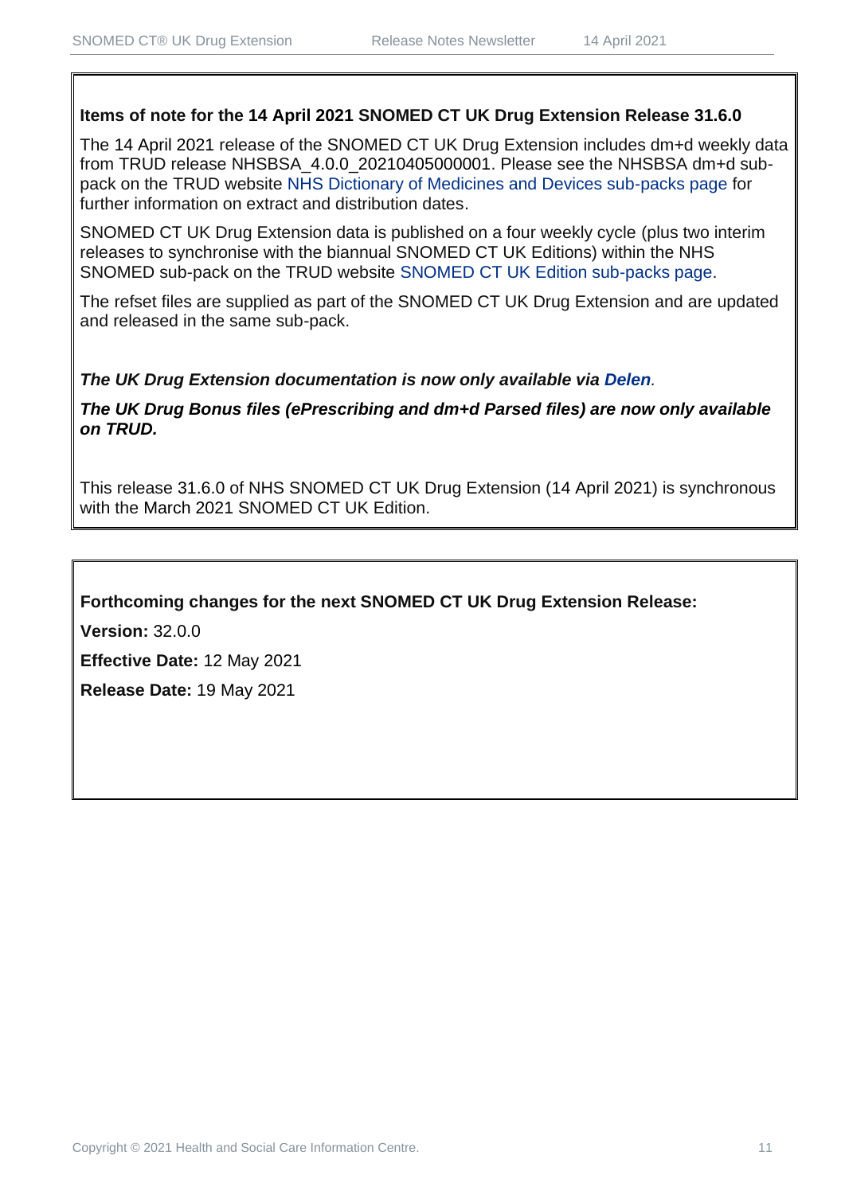**Items of note for the 14 April 2021 SNOMED CT UK Drug Extension Release 31.6.0**

The 14 April 2021 release of the SNOMED CT UK Drug Extension includes dm+d weekly data from TRUD release NHSBSA_4.0.0_20210405000001. Please see the NHSBSA dm+d sub-pack on the TRUD website NHS Dictionary of Medicines and Devices sub-packs page for further information on extract and distribution dates.

SNOMED CT UK Drug Extension data is published on a four weekly cycle (plus two interim releases to synchronise with the biannual SNOMED CT UK Editions) within the NHS SNOMED sub-pack on the TRUD website SNOMED CT UK Edition sub-packs page.

The refset files are supplied as part of the SNOMED CT UK Drug Extension and are updated and released in the same sub-pack.

***The UK Drug Extension documentation is now only available via Delen.***

***The UK Drug Bonus files (ePrescribing and dm+d Parsed files) are now only available on TRUD.***

This release 31.6.0 of NHS SNOMED CT UK Drug Extension (14 April 2021) is synchronous with the March 2021 SNOMED CT UK Edition.

**Forthcoming changes for the next SNOMED CT UK Drug Extension Release:**

**Version:** 32.0.0

**Effective Date:** 12 May 2021

**Release Date:** 19 May 2021